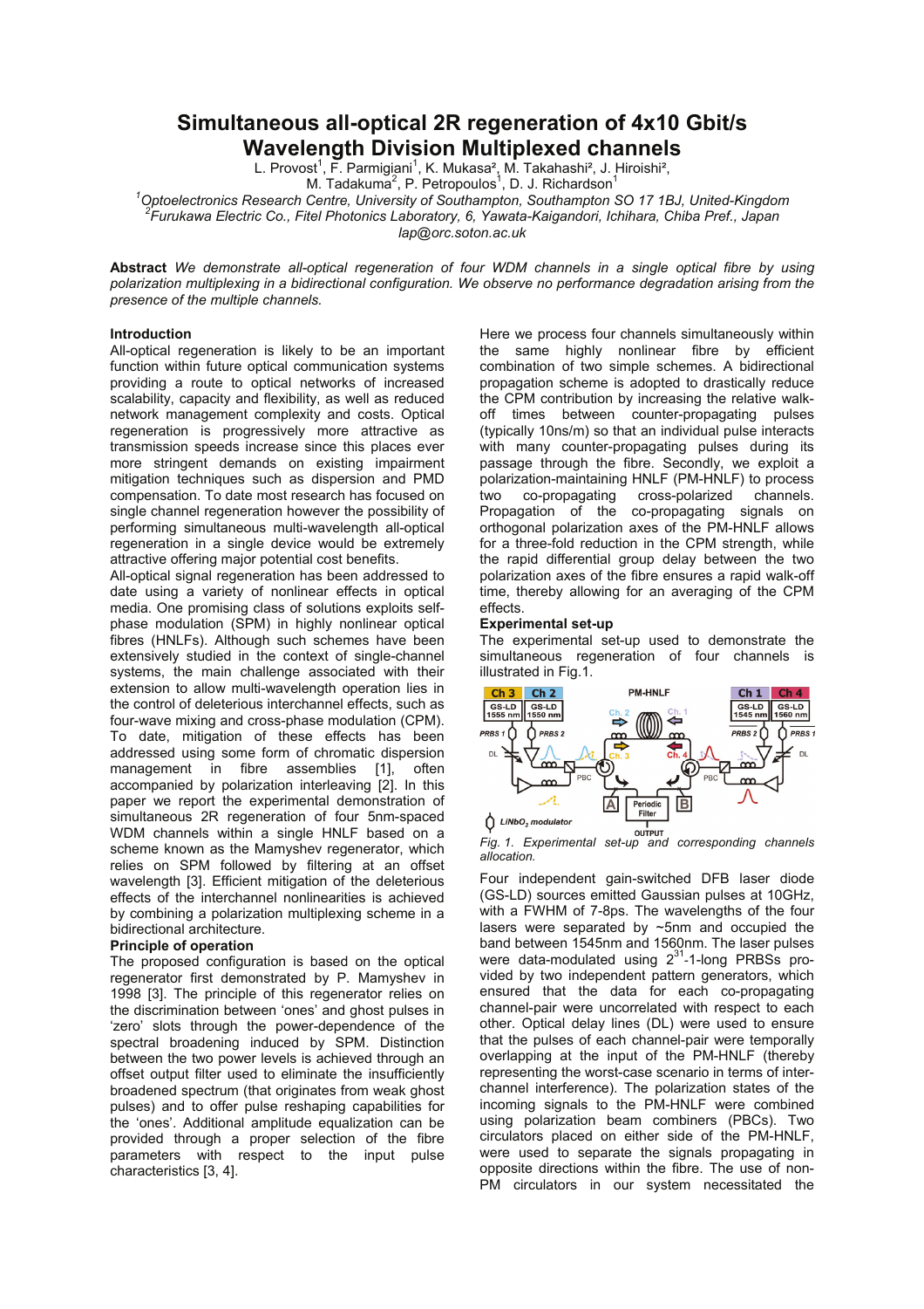# Simultaneous all-optical 2R regeneration of 4x10 Gbit/s Wavelength Division Multiplexed channels

L. Provost[1], F. Parmigiani[1], K. Mukasa[2], M. Takahashi[2], J. Hiroishi[2], M. Tadakuma[2], P. Petropoulos[1], D. J. Richardson[1]

[1]Optoelectronics Research Centre, University of Southampton, Southampton SO 17 1BJ, United-Kingdom
[2]Furukawa Electric Co., Fitel Photonics Laboratory, 6, Yawata-Kaigandori, Ichihara, Chiba Pref., Japan
lap@orc.soton.ac.uk

**Abstract** *We demonstrate all-optical regeneration of four WDM channels in a single optical fibre by using polarization multiplexing in a bidirectional configuration. We observe no performance degradation arising from the presence of the multiple channels.*

## Introduction

All-optical regeneration is likely to be an important function within future optical communication systems providing a route to optical networks of increased scalability, capacity and flexibility, as well as reduced network management complexity and costs. Optical regeneration is progressively more attractive as transmission speeds increase since this places ever more stringent demands on existing impairment mitigation techniques such as dispersion and PMD compensation. To date most research has focused on single channel regeneration however the possibility of performing simultaneous multi-wavelength all-optical regeneration in a single device would be extremely attractive offering major potential cost benefits.

All-optical signal regeneration has been addressed to date using a variety of nonlinear effects in optical media. One promising class of solutions exploits self-phase modulation (SPM) in highly nonlinear optical fibres (HNLFs). Although such schemes have been extensively studied in the context of single-channel systems, the main challenge associated with their extension to allow multi-wavelength operation lies in the control of deleterious interchannel effects, such as four-wave mixing and cross-phase modulation (CPM). To date, mitigation of these effects has been addressed using some form of chromatic dispersion management in fibre assemblies [1], often accompanied by polarization interleaving [2]. In this paper we report the experimental demonstration of simultaneous 2R regeneration of four 5nm-spaced WDM channels within a single HNLF based on a scheme known as the Mamyshev regenerator, which relies on SPM followed by filtering at an offset wavelength [3]. Efficient mitigation of the deleterious effects of the interchannel nonlinearities is achieved by combining a polarization multiplexing scheme in a bidirectional architecture.

## Principle of operation

The proposed configuration is based on the optical regenerator first demonstrated by P. Mamyshev in 1998 [3]. The principle of this regenerator relies on the discrimination between 'ones' and ghost pulses in 'zero' slots through the power-dependence of the spectral broadening induced by SPM. Distinction between the two power levels is achieved through an offset output filter used to eliminate the insufficiently broadened spectrum (that originates from weak ghost pulses) and to offer pulse reshaping capabilities for the 'ones'. Additional amplitude equalization can be provided through a proper selection of the fibre parameters with respect to the input pulse characteristics [3, 4].

Here we process four channels simultaneously within the same highly nonlinear fibre by efficient combination of two simple schemes. A bidirectional propagation scheme is adopted to drastically reduce the CPM contribution by increasing the relative walk-off times between counter-propagating pulses (typically 10ns/m) so that an individual pulse interacts with many counter-propagating pulses during its passage through the fibre. Secondly, we exploit a polarization-maintaining HNLF (PM-HNLF) to process two co-propagating cross-polarized channels. Propagation of the co-propagating signals on orthogonal polarization axes of the PM-HNLF allows for a three-fold reduction in the CPM strength, while the rapid differential group delay between the two polarization axes of the fibre ensures a rapid walk-off time, thereby allowing for an averaging of the CPM effects.

## Experimental set-up

The experimental set-up used to demonstrate the simultaneous regeneration of four channels is illustrated in Fig.1.

*Fig. 1. Experimental set-up and corresponding channels allocation.*

Four independent gain-switched DFB laser diode (GS-LD) sources emitted Gaussian pulses at 10GHz, with a FWHM of 7-8ps. The wavelengths of the four lasers were separated by ~5nm and occupied the band between 1545nm and 1560nm. The laser pulses were data-modulated using $2^{31}$-1-long PRBSs provided by two independent pattern generators, which ensured that the data for each co-propagating channel-pair were uncorrelated with respect to each other. Optical delay lines (DL) were used to ensure that the pulses of each channel-pair were temporally overlapping at the input of the PM-HNLF (thereby representing the worst-case scenario in terms of inter-channel interference). The polarization states of the incoming signals to the PM-HNLF were combined using polarization beam combiners (PBCs). Two circulators placed on either side of the PM-HNLF, were used to separate the signals propagating in opposite directions within the fibre. The use of non-PM circulators in our system necessitated the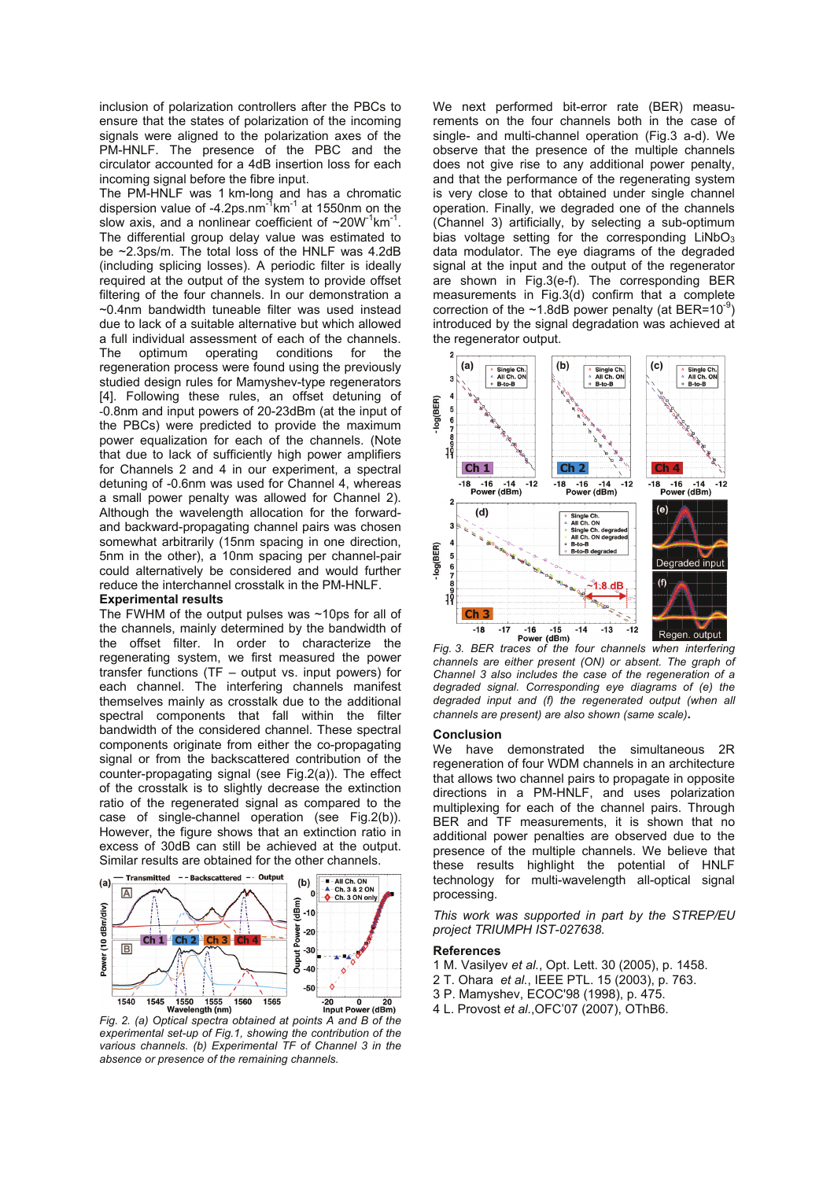inclusion of polarization controllers after the PBCs to ensure that the states of polarization of the incoming signals were aligned to the polarization axes of the PM-HNLF. The presence of the PBC and the circulator accounted for a 4dB insertion loss for each incoming signal before the fibre input.

The PM-HNLF was 1 km-long and has a chromatic dispersion value of -4.2ps.nm$^{-1}$km$^{-1}$ at 1550nm on the slow axis, and a nonlinear coefficient of ~20W$^{-1}$km$^{-1}$. The differential group delay value was estimated to be ~2.3ps/m. The total loss of the HNLF was 4.2dB (including splicing losses). A periodic filter is ideally required at the output of the system to provide offset filtering of the four channels. In our demonstration a ~0.4nm bandwidth tuneable filter was used instead due to lack of a suitable alternative but which allowed a full individual assessment of each of the channels. The optimum operating conditions for the regeneration process were found using the previously studied design rules for Mamyshev-type regenerators [4]. Following these rules, an offset detuning of -0.8nm and input powers of 20-23dBm (at the input of the PBCs) were predicted to provide the maximum power equalization for each of the channels. (Note that due to lack of sufficiently high power amplifiers for Channels 2 and 4 in our experiment, a spectral detuning of -0.6nm was used for Channel 4, whereas a small power penalty was allowed for Channel 2). Although the wavelength allocation for the forward- and backward-propagating channel pairs was chosen somewhat arbitrarily (15nm spacing in one direction, 5nm in the other), a 10nm spacing per channel-pair could alternatively be considered and would further reduce the interchannel crosstalk in the PM-HNLF.

**Experimental results**

The FWHM of the output pulses was ~10ps for all of the channels, mainly determined by the bandwidth of the offset filter. In order to characterize the regenerating system, we first measured the power transfer functions (TF – output vs. input powers) for each channel. The interfering channels manifest themselves mainly as crosstalk due to the additional spectral components that fall within the filter bandwidth of the considered channel. These spectral components originate from either the co-propagating signal or from the backscattered contribution of the counter-propagating signal (see Fig.2(a)). The effect of the crosstalk is to slightly decrease the extinction ratio of the regenerated signal as compared to the case of single-channel operation (see Fig.2(b)). However, the figure shows that an extinction ratio in excess of 30dB can still be achieved at the output. Similar results are obtained for the other channels.

(a) Transmitted, Backscattered, Output
A
Ch 1 Ch 2 Ch 3 Ch 4
B
Power (10 dBm/div)
1540 1545 1550 1555 1560 1565
Wavelength (nm)

(b) All Ch. ON, Ch. 3 & 2 ON, Ch. 3 ON only
Output Power (dBm)
0 -10 -20 -30 -40 -50
-20 0 20
Input Power (dBm)

*Fig. 2. (a) Optical spectra obtained at points A and B of the experimental set-up of Fig.1, showing the contribution of the various channels. (b) Experimental TF of Channel 3 in the absence or presence of the remaining channels.*

We next performed bit-error rate (BER) measurements on the four channels both in the case of single- and multi-channel operation (Fig.3 a-d). We observe that the presence of the multiple channels does not give rise to any additional power penalty, and that the performance of the regenerating system is very close to that obtained under single channel operation. Finally, we degraded one of the channels (Channel 3) artificially, by selecting a sub-optimum bias voltage setting for the corresponding $LiNbO_3$ data modulator. The eye diagrams of the degraded signal at the input and the output of the regenerator are shown in Fig.3(e-f). The corresponding BER measurements in Fig.3(d) confirm that a complete correction of the ~1.8dB power penalty (at BER=$10^{-9}$) introduced by the signal degradation was achieved at the regenerator output.

(a) Single Ch., All Ch. ON, B-to-B — Ch 1
(b) Single Ch., All Ch. ON, B-to-B — Ch 2
(c) Single Ch., All Ch. ON, B-to-B — Ch 4
-log(BER)
-18 -16 -14 -12
Power (dBm)

(d) Single Ch., All Ch. ON, Single Ch. degraded, All Ch. ON degraded, B-to-B, B-to-B degraded
~1.8 dB
Ch 3
-18 -17 -16 -15 -14 -13 -12
Power (dBm)
(e) Degraded input
(f) Regen. output

*Fig. 3. BER traces of the four channels when interfering channels are either present (ON) or absent. The graph of Channel 3 also includes the case of the regeneration of a degraded signal. Corresponding eye diagrams of (e) the degraded input and (f) the regenerated output (when all channels are present) are also shown (same scale).*

**Conclusion**

We have demonstrated the simultaneous 2R regeneration of four WDM channels in an architecture that allows two channel pairs to propagate in opposite directions in a PM-HNLF, and uses polarization multiplexing for each of the channel pairs. Through BER and TF measurements, it is shown that no additional power penalties are observed due to the presence of the multiple channels. We believe that these results highlight the potential of HNLF technology for multi-wavelength all-optical signal processing.

*This work was supported in part by the STREP/EU project TRIUMPH IST-027638.*

**References**

1 M. Vasilyev *et al.*, Opt. Lett. 30 (2005), p. 1458.
2 T. Ohara *et al.*, IEEE PTL. 15 (2003), p. 763.
3 P. Mamyshev, ECOC'98 (1998), p. 475.
4 L. Provost *et al.*,OFC'07 (2007), OThB6.